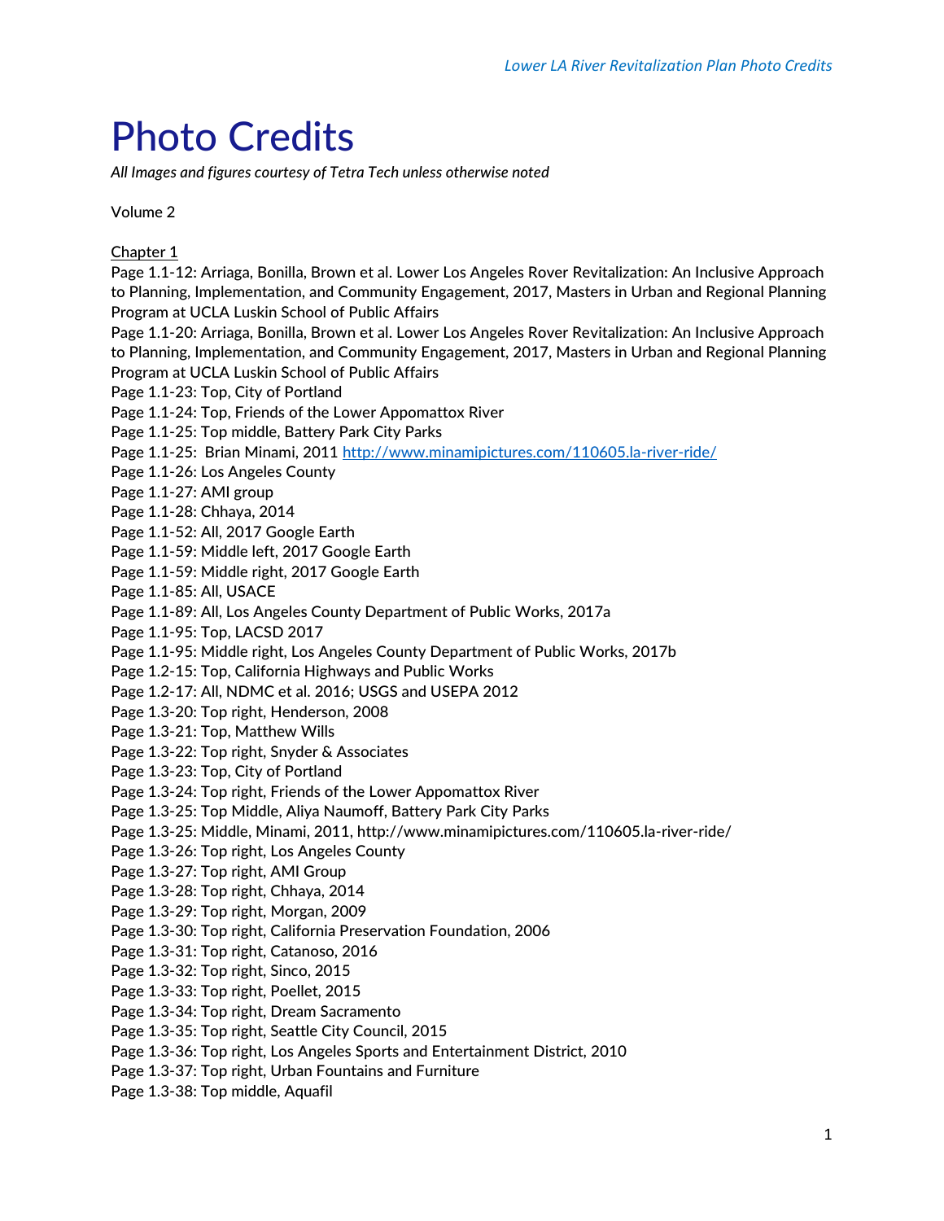# Photo Credits

*All Images and figures courtesy of Tetra Tech unless otherwise noted*

Volume 2

<u>Chapter 1</u>

Page 1.1-12: Arriaga, Bonilla, Brown et al. Lower Los Angeles Rover Revitalization: An Inclusive Approach to Planning, Implementation, and Community Engagement, 2017, Masters in Urban and Regional Planning Program at UCLA Luskin School of Public Affairs
Page 1.1-20: Arriaga, Bonilla, Brown et al. Lower Los Angeles Rover Revitalization: An Inclusive Approach to Planning, Implementation, and Community Engagement, 2017, Masters in Urban and Regional Planning Program at UCLA Luskin School of Public Affairs
Page 1.1-23: Top, City of Portland
Page 1.1-24: Top, Friends of the Lower Appomattox River
Page 1.1-25: Top middle, Battery Park City Parks
Page 1.1-25: Brian Minami, 2011 http://www.minamipictures.com/110605.la-river-ride/
Page 1.1-26: Los Angeles County
Page 1.1-27: AMI group
Page 1.1-28: Chhaya, 2014
Page 1.1-52: All, 2017 Google Earth
Page 1.1-59: Middle left, 2017 Google Earth
Page 1.1-59: Middle right, 2017 Google Earth
Page 1.1-85: All, USACE
Page 1.1-89: All, Los Angeles County Department of Public Works, 2017a
Page 1.1-95: Top, LACSD 2017
Page 1.1-95: Middle right, Los Angeles County Department of Public Works, 2017b
Page 1.2-15: Top, California Highways and Public Works
Page 1.2-17: All, NDMC et al. 2016; USGS and USEPA 2012
Page 1.3-20: Top right, Henderson, 2008
Page 1.3-21: Top, Matthew Wills
Page 1.3-22: Top right, Snyder & Associates
Page 1.3-23: Top, City of Portland
Page 1.3-24: Top right, Friends of the Lower Appomattox River
Page 1.3-25: Top Middle, Aliya Naumoff, Battery Park City Parks
Page 1.3-25: Middle, Minami, 2011, http://www.minamipictures.com/110605.la-river-ride/
Page 1.3-26: Top right, Los Angeles County
Page 1.3-27: Top right, AMI Group
Page 1.3-28: Top right, Chhaya, 2014
Page 1.3-29: Top right, Morgan, 2009
Page 1.3-30: Top right, California Preservation Foundation, 2006
Page 1.3-31: Top right, Catanoso, 2016
Page 1.3-32: Top right, Sinco, 2015
Page 1.3-33: Top right, Poellet, 2015
Page 1.3-34: Top right, Dream Sacramento
Page 1.3-35: Top right, Seattle City Council, 2015
Page 1.3-36: Top right, Los Angeles Sports and Entertainment District, 2010
Page 1.3-37: Top right, Urban Fountains and Furniture
Page 1.3-38: Top middle, Aquafil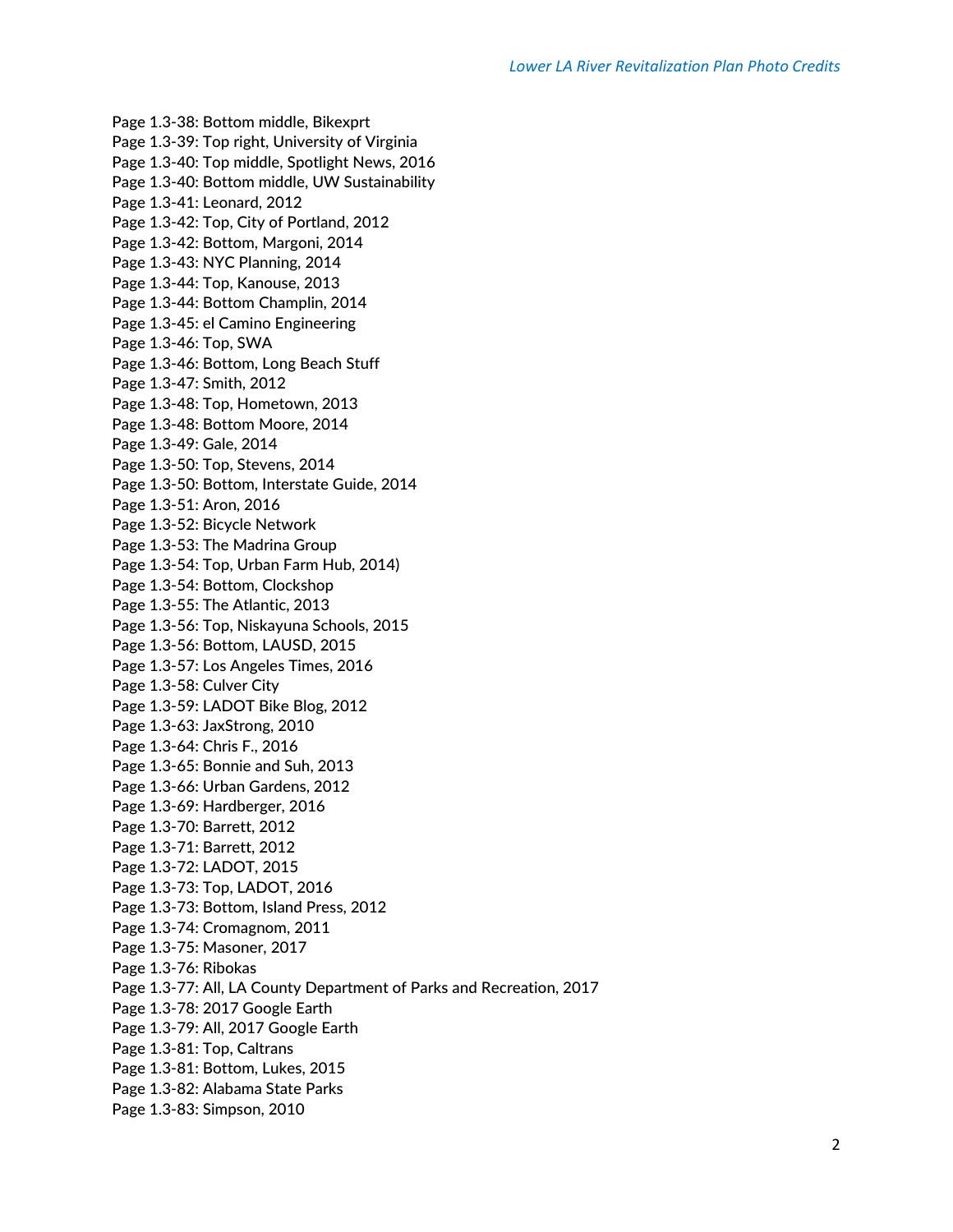Page 1.3-38: Bottom middle, Bikexprt
Page 1.3-39: Top right, University of Virginia
Page 1.3-40: Top middle, Spotlight News, 2016
Page 1.3-40: Bottom middle, UW Sustainability
Page 1.3-41: Leonard, 2012
Page 1.3-42: Top, City of Portland, 2012
Page 1.3-42: Bottom, Margoni, 2014
Page 1.3-43: NYC Planning, 2014
Page 1.3-44: Top, Kanouse, 2013
Page 1.3-44: Bottom Champlin, 2014
Page 1.3-45: el Camino Engineering
Page 1.3-46: Top, SWA
Page 1.3-46: Bottom, Long Beach Stuff
Page 1.3-47: Smith, 2012
Page 1.3-48: Top, Hometown, 2013
Page 1.3-48: Bottom Moore, 2014
Page 1.3-49: Gale, 2014
Page 1.3-50: Top, Stevens, 2014
Page 1.3-50: Bottom, Interstate Guide, 2014
Page 1.3-51: Aron, 2016
Page 1.3-52: Bicycle Network
Page 1.3-53: The Madrina Group
Page 1.3-54: Top, Urban Farm Hub, 2014)
Page 1.3-54: Bottom, Clockshop
Page 1.3-55: The Atlantic, 2013
Page 1.3-56: Top, Niskayuna Schools, 2015
Page 1.3-56: Bottom, LAUSD, 2015
Page 1.3-57: Los Angeles Times, 2016
Page 1.3-58: Culver City
Page 1.3-59: LADOT Bike Blog, 2012
Page 1.3-63: JaxStrong, 2010
Page 1.3-64: Chris F., 2016
Page 1.3-65: Bonnie and Suh, 2013
Page 1.3-66: Urban Gardens, 2012
Page 1.3-69: Hardberger, 2016
Page 1.3-70: Barrett, 2012
Page 1.3-71: Barrett, 2012
Page 1.3-72: LADOT, 2015
Page 1.3-73: Top, LADOT, 2016
Page 1.3-73: Bottom, Island Press, 2012
Page 1.3-74: Cromagnom, 2011
Page 1.3-75: Masoner, 2017
Page 1.3-76: Ribokas
Page 1.3-77: All, LA County Department of Parks and Recreation, 2017
Page 1.3-78: 2017 Google Earth
Page 1.3-79: All, 2017 Google Earth
Page 1.3-81: Top, Caltrans
Page 1.3-81: Bottom, Lukes, 2015
Page 1.3-82: Alabama State Parks
Page 1.3-83: Simpson, 2010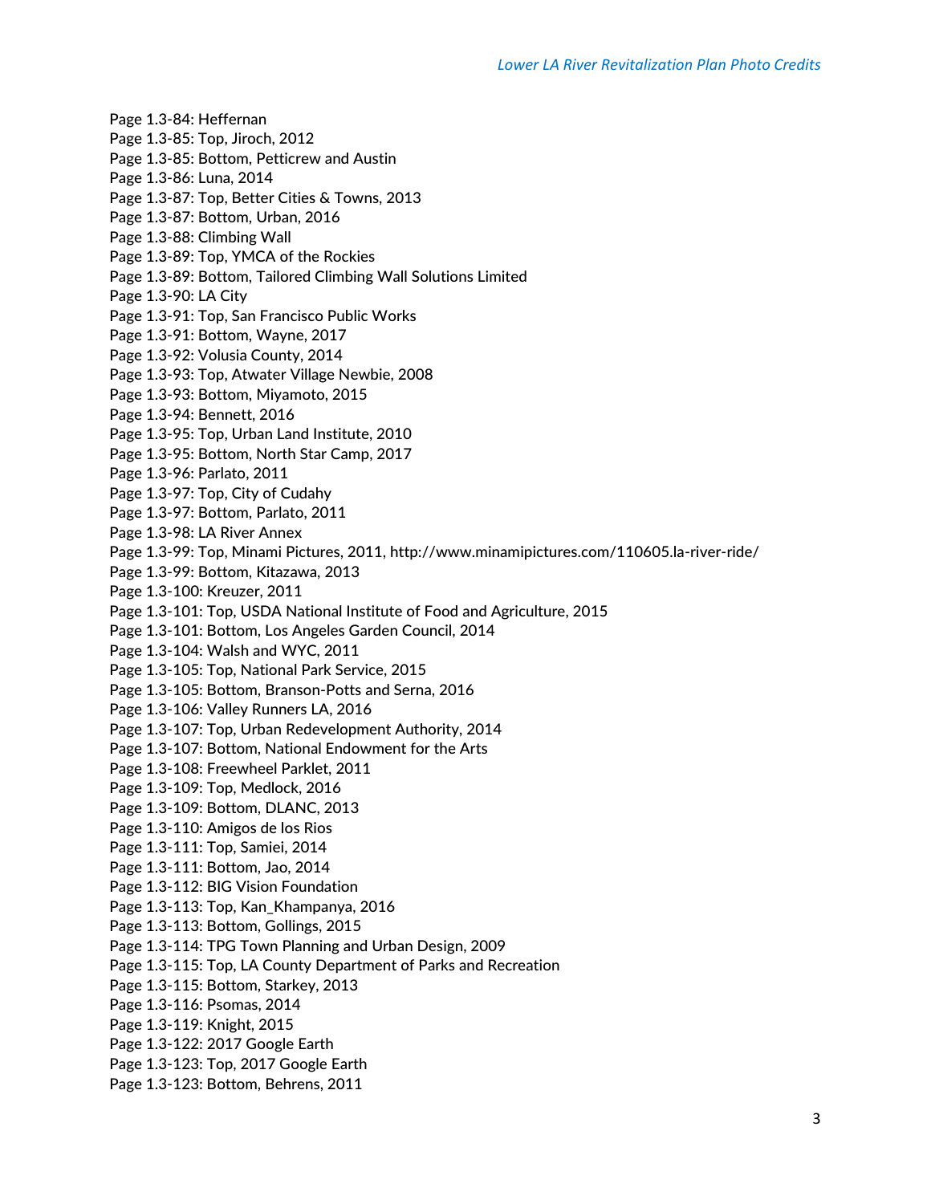Page 1.3-84: Heffernan
Page 1.3-85: Top, Jiroch, 2012
Page 1.3-85: Bottom, Petticrew and Austin
Page 1.3-86: Luna, 2014
Page 1.3-87: Top, Better Cities & Towns, 2013
Page 1.3-87: Bottom, Urban, 2016
Page 1.3-88: Climbing Wall
Page 1.3-89: Top, YMCA of the Rockies
Page 1.3-89: Bottom, Tailored Climbing Wall Solutions Limited
Page 1.3-90: LA City
Page 1.3-91: Top, San Francisco Public Works
Page 1.3-91: Bottom, Wayne, 2017
Page 1.3-92: Volusia County, 2014
Page 1.3-93: Top, Atwater Village Newbie, 2008
Page 1.3-93: Bottom, Miyamoto, 2015
Page 1.3-94: Bennett, 2016
Page 1.3-95: Top, Urban Land Institute, 2010
Page 1.3-95: Bottom, North Star Camp, 2017
Page 1.3-96: Parlato, 2011
Page 1.3-97: Top, City of Cudahy
Page 1.3-97: Bottom, Parlato, 2011
Page 1.3-98: LA River Annex
Page 1.3-99: Top, Minami Pictures, 2011, http://www.minamipictures.com/110605.la-river-ride/
Page 1.3-99: Bottom, Kitazawa, 2013
Page 1.3-100: Kreuzer, 2011
Page 1.3-101: Top, USDA National Institute of Food and Agriculture, 2015
Page 1.3-101: Bottom, Los Angeles Garden Council, 2014
Page 1.3-104: Walsh and WYC, 2011
Page 1.3-105: Top, National Park Service, 2015
Page 1.3-105: Bottom, Branson-Potts and Serna, 2016
Page 1.3-106: Valley Runners LA, 2016
Page 1.3-107: Top, Urban Redevelopment Authority, 2014
Page 1.3-107: Bottom, National Endowment for the Arts
Page 1.3-108: Freewheel Parklet, 2011
Page 1.3-109: Top, Medlock, 2016
Page 1.3-109: Bottom, DLANC, 2013
Page 1.3-110: Amigos de los Rios
Page 1.3-111: Top, Samiei, 2014
Page 1.3-111: Bottom, Jao, 2014
Page 1.3-112: BIG Vision Foundation
Page 1.3-113: Top, Kan_Khampanya, 2016
Page 1.3-113: Bottom, Gollings, 2015
Page 1.3-114: TPG Town Planning and Urban Design, 2009
Page 1.3-115: Top, LA County Department of Parks and Recreation
Page 1.3-115: Bottom, Starkey, 2013
Page 1.3-116: Psomas, 2014
Page 1.3-119: Knight, 2015
Page 1.3-122: 2017 Google Earth
Page 1.3-123: Top, 2017 Google Earth
Page 1.3-123: Bottom, Behrens, 2011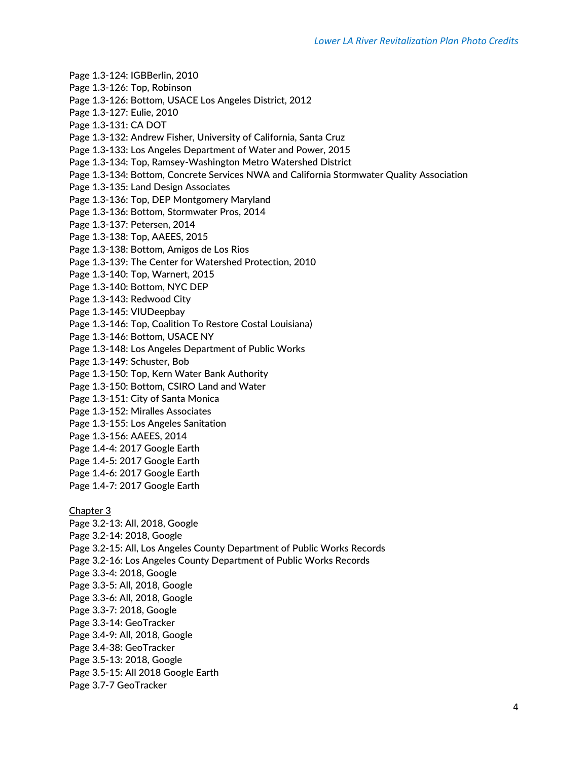Page 1.3-124: IGBBerlin, 2010
Page 1.3-126: Top, Robinson
Page 1.3-126: Bottom, USACE Los Angeles District, 2012
Page 1.3-127: Eulie, 2010
Page 1.3-131: CA DOT
Page 1.3-132: Andrew Fisher, University of California, Santa Cruz
Page 1.3-133: Los Angeles Department of Water and Power, 2015
Page 1.3-134: Top, Ramsey-Washington Metro Watershed District
Page 1.3-134: Bottom, Concrete Services NWA and California Stormwater Quality Association
Page 1.3-135: Land Design Associates
Page 1.3-136: Top, DEP Montgomery Maryland
Page 1.3-136: Bottom, Stormwater Pros, 2014
Page 1.3-137: Petersen, 2014
Page 1.3-138: Top, AAEES, 2015
Page 1.3-138: Bottom, Amigos de Los Rios
Page 1.3-139: The Center for Watershed Protection, 2010
Page 1.3-140: Top, Warnert, 2015
Page 1.3-140: Bottom, NYC DEP
Page 1.3-143: Redwood City
Page 1.3-145: VIUDeepbay
Page 1.3-146: Top, Coalition To Restore Costal Louisiana)
Page 1.3-146: Bottom, USACE NY
Page 1.3-148: Los Angeles Department of Public Works
Page 1.3-149: Schuster, Bob
Page 1.3-150: Top, Kern Water Bank Authority
Page 1.3-150: Bottom, CSIRO Land and Water
Page 1.3-151: City of Santa Monica
Page 1.3-152: Miralles Associates
Page 1.3-155: Los Angeles Sanitation
Page 1.3-156: AAEES, 2014
Page 1.4-4: 2017 Google Earth
Page 1.4-5: 2017 Google Earth
Page 1.4-6: 2017 Google Earth
Page 1.4-7: 2017 Google Earth

Chapter 3

Page 3.2-13: All, 2018, Google
Page 3.2-14: 2018, Google
Page 3.2-15: All, Los Angeles County Department of Public Works Records
Page 3.2-16: Los Angeles County Department of Public Works Records
Page 3.3-4: 2018, Google
Page 3.3-5: All, 2018, Google
Page 3.3-6: All, 2018, Google
Page 3.3-7: 2018, Google
Page 3.3-14: GeoTracker
Page 3.4-9: All, 2018, Google
Page 3.4-38: GeoTracker
Page 3.5-13: 2018, Google
Page 3.5-15: All 2018 Google Earth
Page 3.7-7 GeoTracker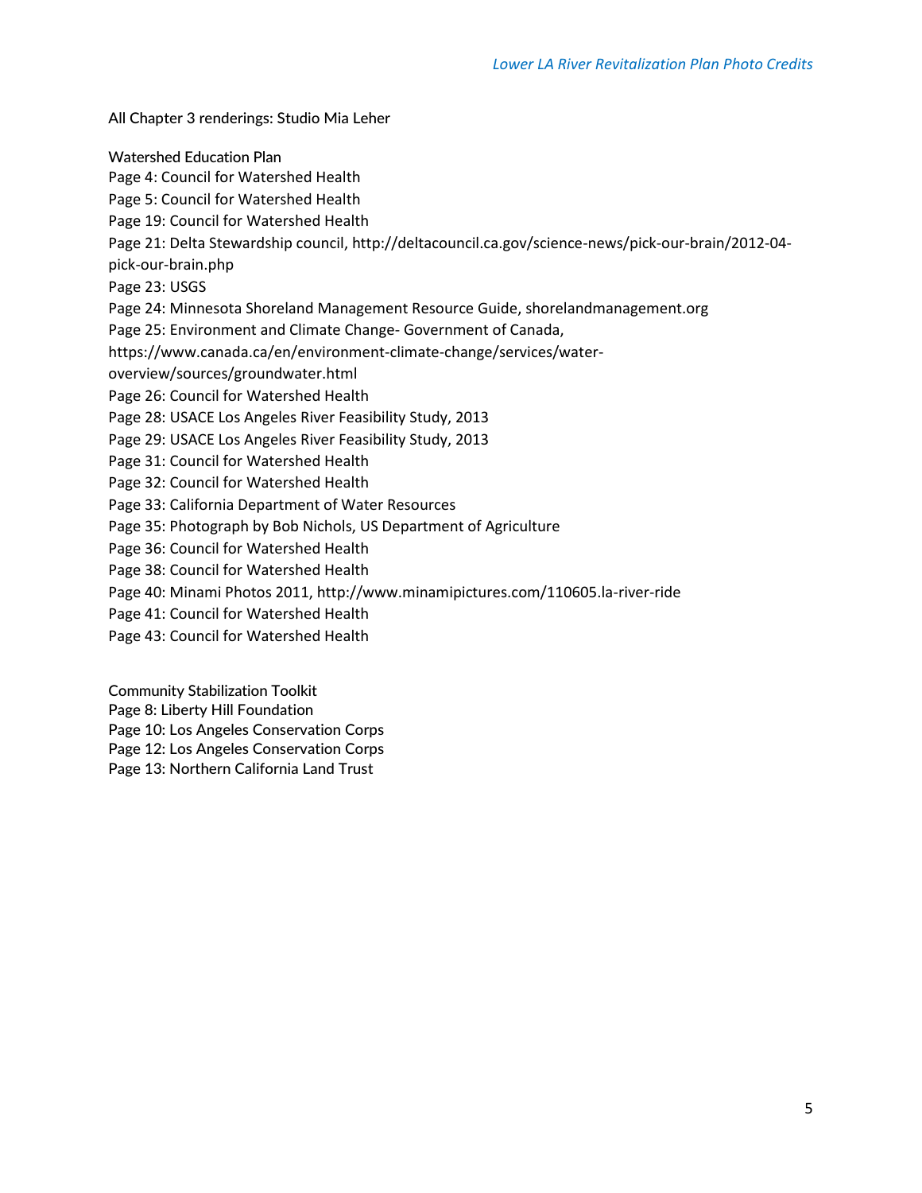All Chapter 3 renderings: Studio Mia Leher

Watershed Education Plan
Page 4: Council for Watershed Health
Page 5: Council for Watershed Health
Page 19: Council for Watershed Health
Page 21: Delta Stewardship council, http://deltacouncil.ca.gov/science-news/pick-our-brain/2012-04-pick-our-brain.php
Page 23: USGS
Page 24: Minnesota Shoreland Management Resource Guide, shorelandmanagement.org
Page 25: Environment and Climate Change- Government of Canada, https://www.canada.ca/en/environment-climate-change/services/water-overview/sources/groundwater.html
Page 26: Council for Watershed Health
Page 28: USACE Los Angeles River Feasibility Study, 2013
Page 29: USACE Los Angeles River Feasibility Study, 2013
Page 31: Council for Watershed Health
Page 32: Council for Watershed Health
Page 33: California Department of Water Resources
Page 35: Photograph by Bob Nichols, US Department of Agriculture
Page 36: Council for Watershed Health
Page 38: Council for Watershed Health
Page 40: Minami Photos 2011, http://www.minamipictures.com/110605.la-river-ride
Page 41: Council for Watershed Health
Page 43: Council for Watershed Health

Community Stabilization Toolkit
Page 8: Liberty Hill Foundation
Page 10: Los Angeles Conservation Corps
Page 12: Los Angeles Conservation Corps
Page 13: Northern California Land Trust